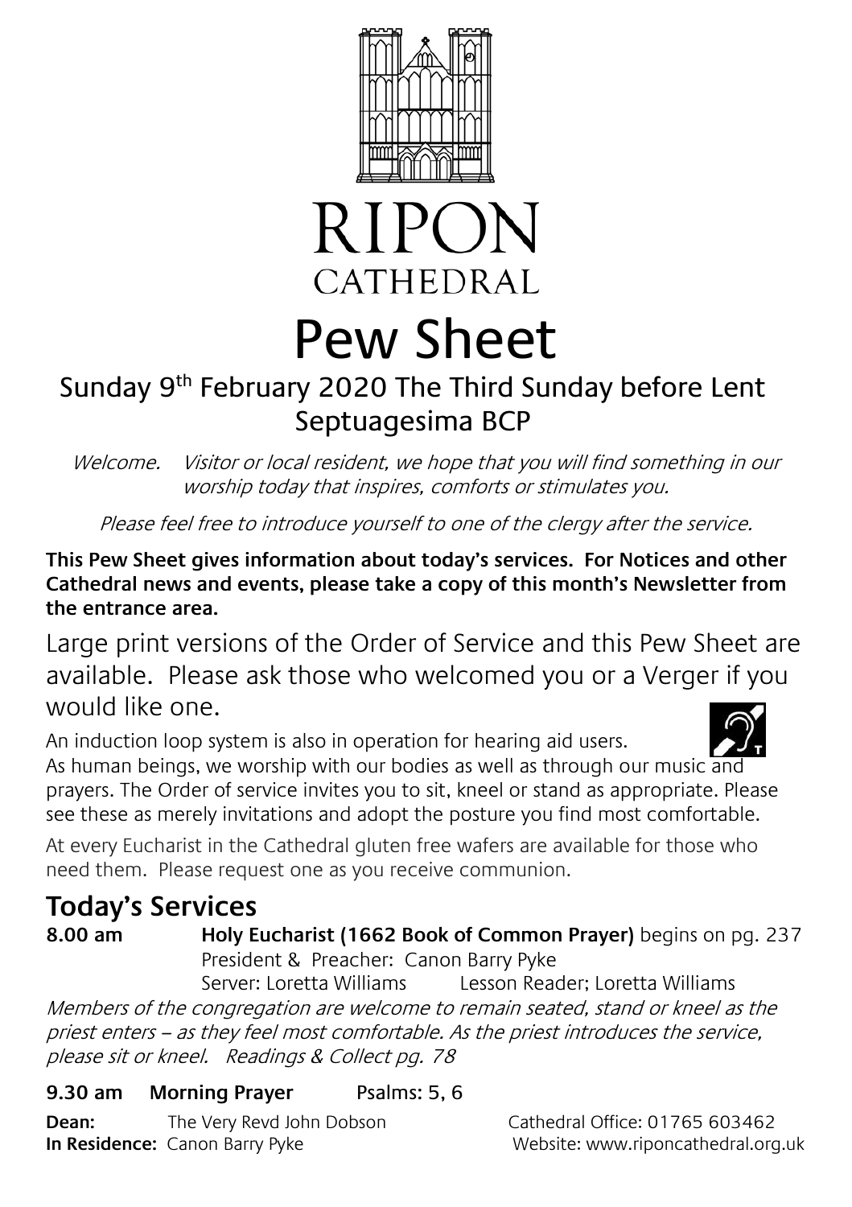# RIPON CATHEDRAL

# Pew Sheet

## Sunday 9th February 2020 The Third Sunday before Lent Septuagesima BCP

*Welcome. Visitor or local resident, we hope that you will find something in our worship today that inspires, comforts or stimulates you.*

*Please feel free to introduce yourself to one of the clergy after the service.*

**This Pew Sheet gives information about today's services. For Notices and other Cathedral news and events, please take a copy of this month's Newsletter from the entrance area.**

Large print versions of the Order of Service and this Pew Sheet are available. Please ask those who welcomed you or a Verger if you would like one.

An induction loop system is also in operation for hearing aid users.

As human beings, we worship with our bodies as well as through our music and prayers. The Order of service invites you to sit, kneel or stand as appropriate. Please see these as merely invitations and adopt the posture you find most comfortable.

At every Eucharist in the Cathedral gluten free wafers are available for those who need them. Please request one as you receive communion.

## Today's Services

**8.00 am** **Holy Eucharist (1662 Book of Common Prayer)** begins on pg. 237

President & Preacher: Canon Barry Pyke

Server: Loretta Williams Lesson Reader; Loretta Williams

*Members of the congregation are welcome to remain seated, stand or kneel as the priest enters – as they feel most comfortable. As the priest introduces the service, please sit or kneel. Readings & Collect pg. 78*

**9.30 am Morning Prayer** Psalms: 5, 6

**Dean:** The Very Revd John Dobson — Cathedral Office: 01765 603462

**In Residence:** Canon Barry Pyke — Website: www.riponcathedral.org.uk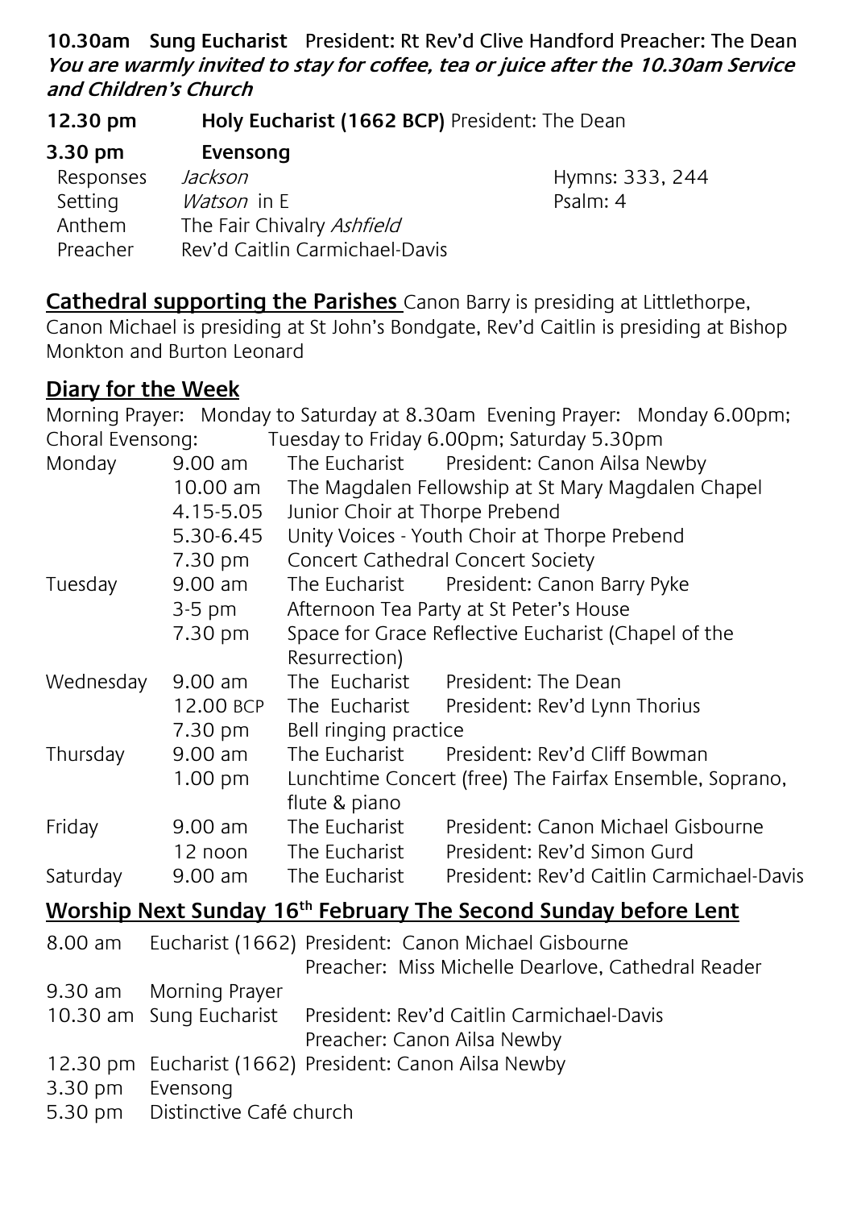**10.30am Sung Eucharist** President: Rt Rev'd Clive Handford Preacher: The Dean
***You are warmly invited to stay for coffee, tea or juice after the 10.30am Service and Children's Church***

**12.30 pm Holy Eucharist (1662 BCP)** President: The Dean

**3.30 pm Evensong**

| | | |
|---|---|---|
| Responses | *Jackson* | Hymns: 333, 244 |
| Setting | *Watson* in E | Psalm: 4 |
| Anthem | The Fair Chivalry *Ashfield* | |
| Preacher | Rev'd Caitlin Carmichael-Davis | |

**Cathedral supporting the Parishes** Canon Barry is presiding at Littlethorpe, Canon Michael is presiding at St John's Bondgate, Rev'd Caitlin is presiding at Bishop Monkton and Burton Leonard

## Diary for the Week

Morning Prayer: Monday to Saturday at 8.30am Evening Prayer: Monday 6.00pm;
Choral Evensong: Tuesday to Friday 6.00pm; Saturday 5.30pm

| | | | |
|---|---|---|---|
| Monday | 9.00 am | The Eucharist | President: Canon Ailsa Newby |
| | 10.00 am | The Magdalen Fellowship at St Mary Magdalen Chapel | |
| | 4.15-5.05 | Junior Choir at Thorpe Prebend | |
| | 5.30-6.45 | Unity Voices - Youth Choir at Thorpe Prebend | |
| | 7.30 pm | Concert Cathedral Concert Society | |
| Tuesday | 9.00 am | The Eucharist | President: Canon Barry Pyke |
| | 3-5 pm | Afternoon Tea Party at St Peter's House | |
| | 7.30 pm | Space for Grace Reflective Eucharist (Chapel of the Resurrection) | |
| Wednesday | 9.00 am | The Eucharist | President: The Dean |
| | 12.00 BCP | The Eucharist | President: Rev'd Lynn Thorius |
| | 7.30 pm | Bell ringing practice | |
| Thursday | 9.00 am | The Eucharist | President: Rev'd Cliff Bowman |
| | 1.00 pm | Lunchtime Concert (free) The Fairfax Ensemble, Soprano, flute & piano | |
| Friday | 9.00 am | The Eucharist | President: Canon Michael Gisbourne |
| | 12 noon | The Eucharist | President: Rev'd Simon Gurd |
| Saturday | 9.00 am | The Eucharist | President: Rev'd Caitlin Carmichael-Davis |

## Worship Next Sunday 16th February The Second Sunday before Lent

| | | |
|---|---|---|
| 8.00 am | Eucharist (1662) | President: Canon Michael Gisbourne<br>Preacher: Miss Michelle Dearlove, Cathedral Reader |
| 9.30 am | Morning Prayer | |
| 10.30 am | Sung Eucharist | President: Rev'd Caitlin Carmichael-Davis<br>Preacher: Canon Ailsa Newby |
| 12.30 pm | Eucharist (1662) | President: Canon Ailsa Newby |
| 3.30 pm | Evensong | |
| 5.30 pm | Distinctive Café church | |